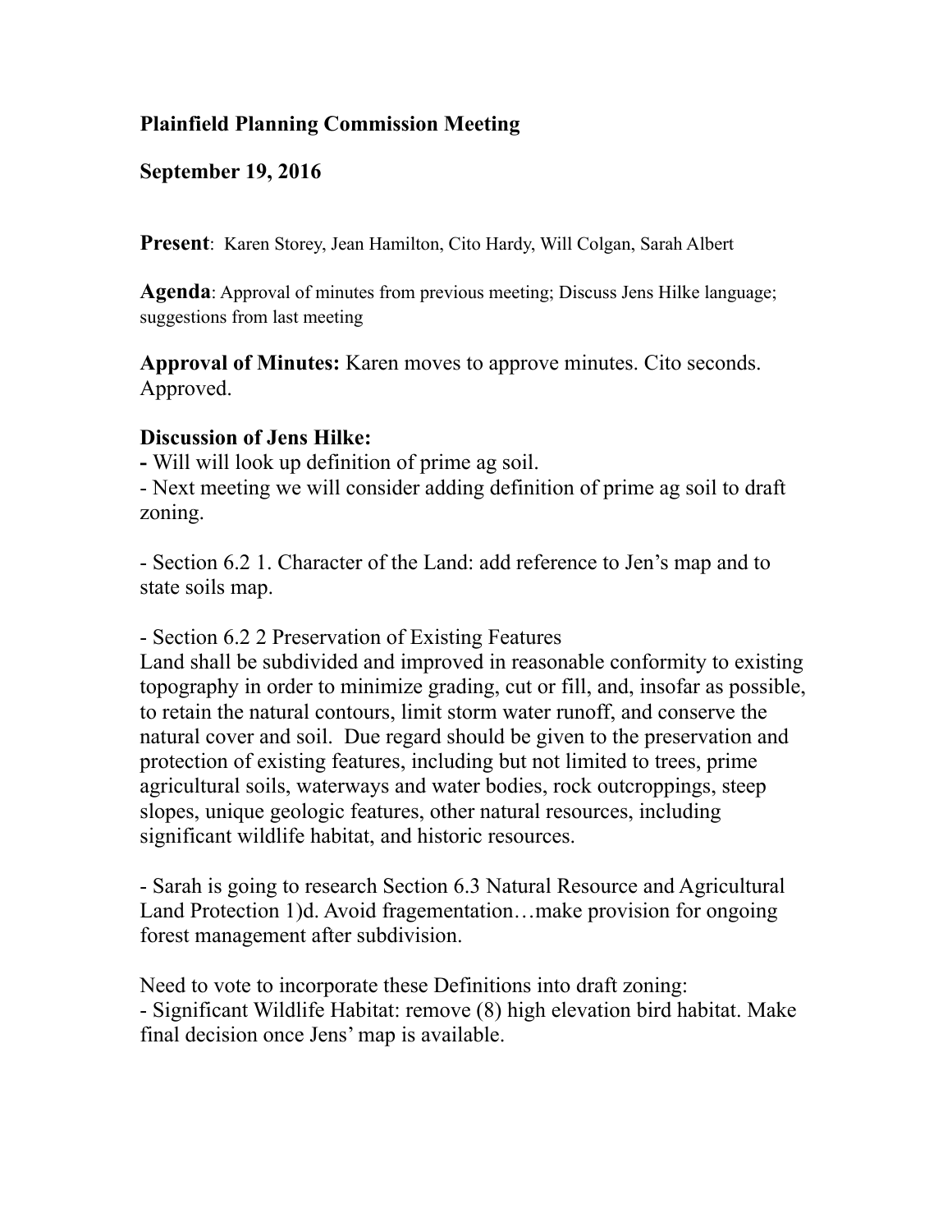**Plainfield Planning Commission Meeting**

**September 19, 2016**

**Present**: Karen Storey, Jean Hamilton, Cito Hardy, Will Colgan, Sarah Albert

**Agenda**: Approval of minutes from previous meeting; Discuss Jens Hilke language; suggestions from last meeting

**Approval of Minutes:** Karen moves to approve minutes. Cito seconds. Approved.

**Discussion of Jens Hilke:**

- Will will look up definition of prime ag soil.
- Next meeting we will consider adding definition of prime ag soil to draft zoning.

- Section 6.2 1. Character of the Land: add reference to Jen's map and to state soils map.

- Section 6.2 2 Preservation of Existing Features

Land shall be subdivided and improved in reasonable conformity to existing topography in order to minimize grading, cut or fill, and, insofar as possible, to retain the natural contours, limit storm water runoff, and conserve the natural cover and soil. Due regard should be given to the preservation and protection of existing features, including but not limited to trees, prime agricultural soils, waterways and water bodies, rock outcroppings, steep slopes, unique geologic features, other natural resources, including significant wildlife habitat, and historic resources.

- Sarah is going to research Section 6.3 Natural Resource and Agricultural Land Protection 1)d. Avoid fragementation…make provision for ongoing forest management after subdivision.

Need to vote to incorporate these Definitions into draft zoning:

- Significant Wildlife Habitat: remove (8) high elevation bird habitat. Make final decision once Jens' map is available.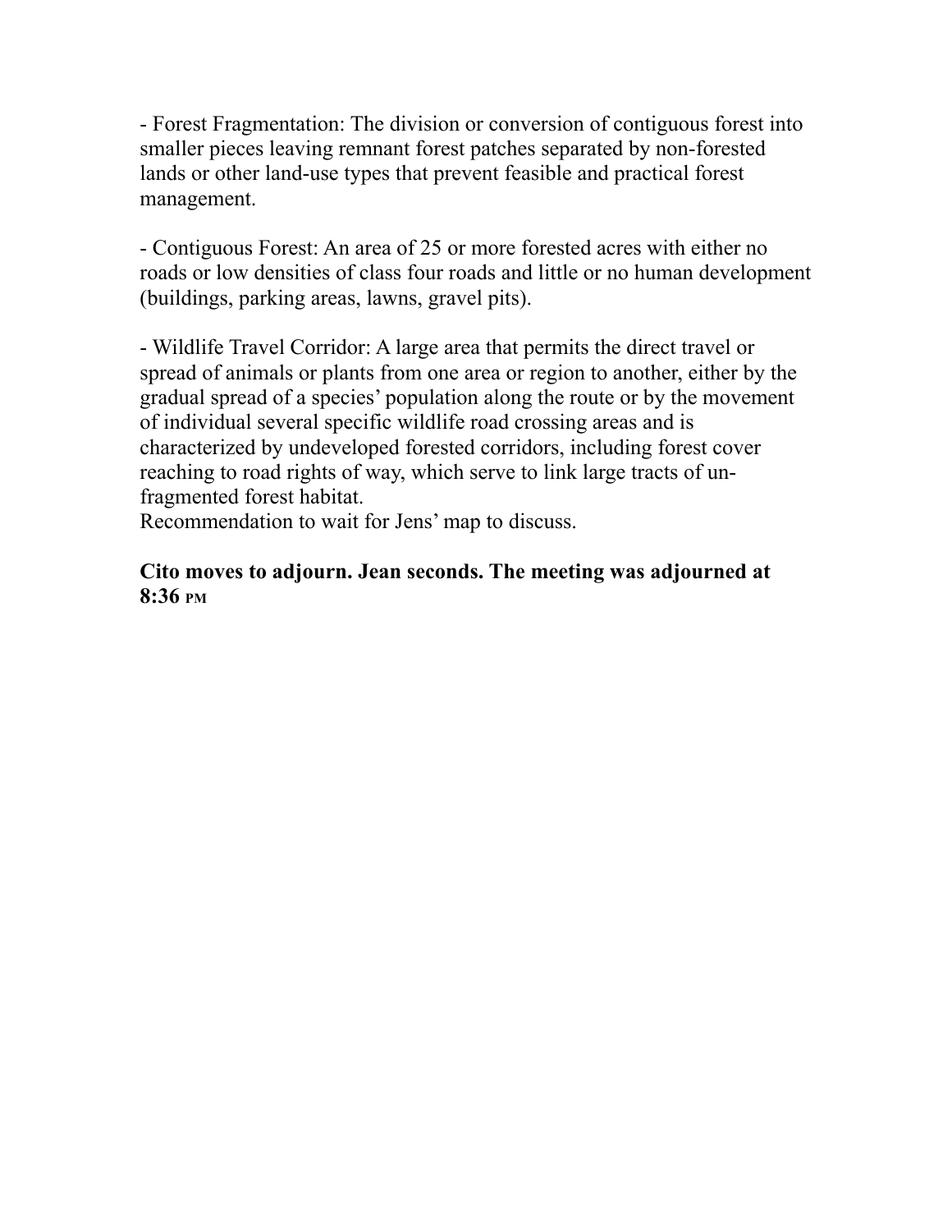- Forest Fragmentation: The division or conversion of contiguous forest into smaller pieces leaving remnant forest patches separated by non-forested lands or other land-use types that prevent feasible and practical forest management.

- Contiguous Forest: An area of 25 or more forested acres with either no roads or low densities of class four roads and little or no human development (buildings, parking areas, lawns, gravel pits).

- Wildlife Travel Corridor: A large area that permits the direct travel or spread of animals or plants from one area or region to another, either by the gradual spread of a species' population along the route or by the movement of individual several specific wildlife road crossing areas and is characterized by undeveloped forested corridors, including forest cover reaching to road rights of way, which serve to link large tracts of un-fragmented forest habitat.
Recommendation to wait for Jens' map to discuss.

**Cito moves to adjourn. Jean seconds. The meeting was adjourned at 8:36 PM**